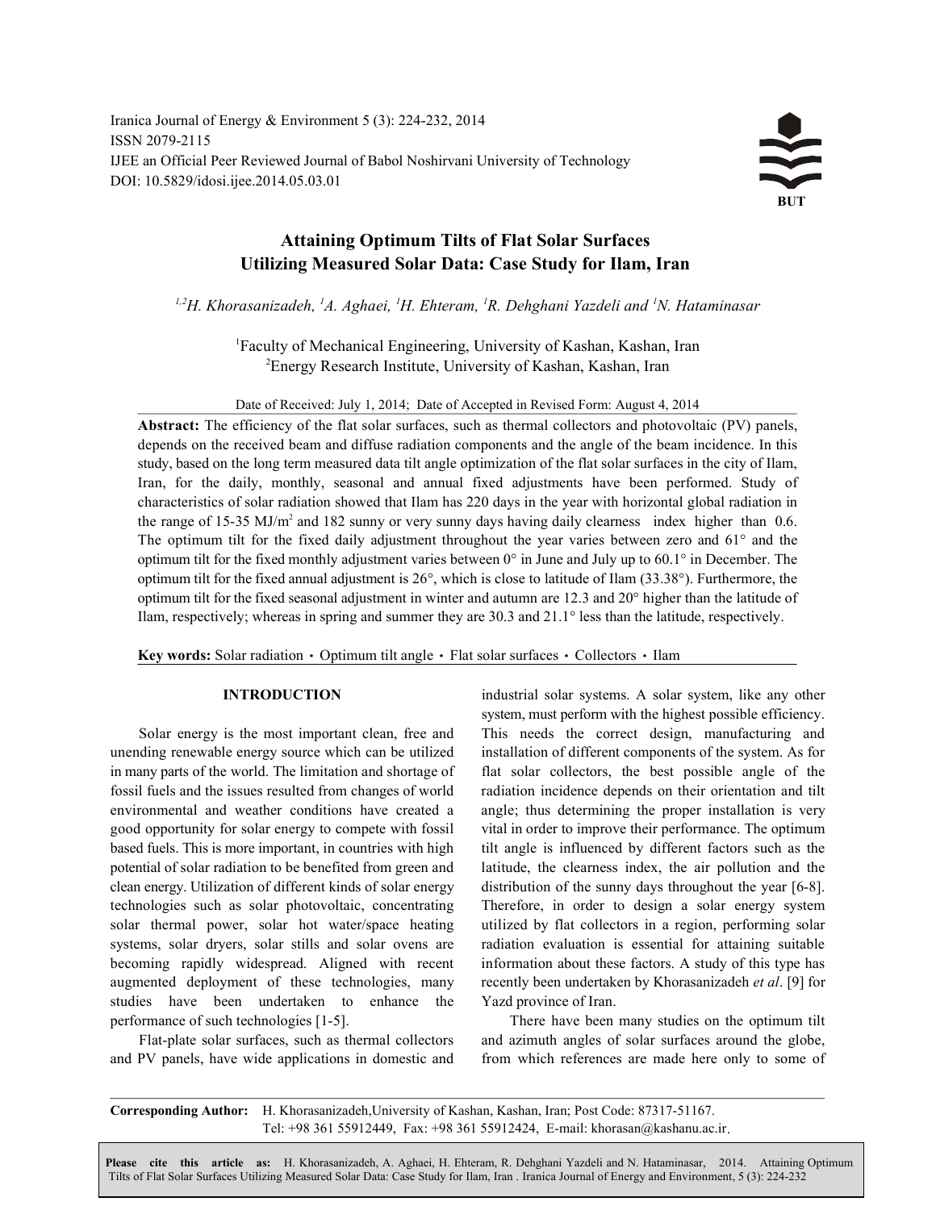Iranica Journal of Energy & Environment 5 (3): 224-232, 2014
ISSN 2079-2115
IJEE an Official Peer Reviewed Journal of Babol Noshirvani University of Technology
DOI: 10.5829/idosi.ijee.2014.05.03.01

BUT

# Attaining Optimum Tilts of Flat Solar Surfaces Utilizing Measured Solar Data: Case Study for Ilam, Iran

[1,2]H. Khorasanizadeh, [1]A. Aghaei, [1]H. Ehteram, [1]R. Dehghani Yazdeli and [1]N. Hataminasar

[1]Faculty of Mechanical Engineering, University of Kashan, Kashan, Iran
[2]Energy Research Institute, University of Kashan, Kashan, Iran

Date of Received: July 1, 2014; Date of Accepted in Revised Form: August 4, 2014

**Abstract:** The efficiency of the flat solar surfaces, such as thermal collectors and photovoltaic (PV) panels, depends on the received beam and diffuse radiation components and the angle of the beam incidence. In this study, based on the long term measured data tilt angle optimization of the flat solar surfaces in the city of Ilam, Iran, for the daily, monthly, seasonal and annual fixed adjustments have been performed. Study of characteristics of solar radiation showed that Ilam has 220 days in the year with horizontal global radiation in the range of 15-35 MJ/m$^2$ and 182 sunny or very sunny days having daily clearness index higher than 0.6. The optimum tilt for the fixed daily adjustment throughout the year varies between zero and 61° and the optimum tilt for the fixed monthly adjustment varies between 0° in June and July up to 60.1° in December. The optimum tilt for the fixed annual adjustment is 26°, which is close to latitude of Ilam (33.38°). Furthermore, the optimum tilt for the fixed seasonal adjustment in winter and autumn are 12.3 and 20° higher than the latitude of Ilam, respectively; whereas in spring and summer they are 30.3 and 21.1° less than the latitude, respectively.

**Key words:** Solar radiation · Optimum tilt angle · Flat solar surfaces · Collectors · Ilam

## INTRODUCTION

Solar energy is the most important clean, free and unending renewable energy source which can be utilized in many parts of the world. The limitation and shortage of fossil fuels and the issues resulted from changes of world environmental and weather conditions have created a good opportunity for solar energy to compete with fossil based fuels. This is more important, in countries with high potential of solar radiation to be benefited from green and clean energy. Utilization of different kinds of solar energy technologies such as solar photovoltaic, concentrating solar thermal power, solar hot water/space heating systems, solar dryers, solar stills and solar ovens are becoming rapidly widespread. Aligned with recent augmented deployment of these technologies, many studies have been undertaken to enhance the performance of such technologies [1-5].

Flat-plate solar surfaces, such as thermal collectors and PV panels, have wide applications in domestic and industrial solar systems. A solar system, like any other system, must perform with the highest possible efficiency. This needs the correct design, manufacturing and installation of different components of the system. As for flat solar collectors, the best possible angle of the radiation incidence depends on their orientation and tilt angle; thus determining the proper installation is very vital in order to improve their performance. The optimum tilt angle is influenced by different factors such as the latitude, the clearness index, the air pollution and the distribution of the sunny days throughout the year [6-8]. Therefore, in order to design a solar energy system utilized by flat collectors in a region, performing solar radiation evaluation is essential for attaining suitable information about these factors. A study of this type has recently been undertaken by Khorasanizadeh *et al*. [9] for Yazd province of Iran.

There have been many studies on the optimum tilt and azimuth angles of solar surfaces around the globe, from which references are made here only to some of

**Corresponding Author:** H. Khorasanizadeh,University of Kashan, Kashan, Iran; Post Code: 87317-51167. Tel: +98 361 55912449, Fax: +98 361 55912424, E-mail: khorasan@kashanu.ac.ir.

**Please cite this article as:** H. Khorasanizadeh, A. Aghaei, H. Ehteram, R. Dehghani Yazdeli and N. Hataminasar, 2014. Attaining Optimum Tilts of Flat Solar Surfaces Utilizing Measured Solar Data: Case Study for Ilam, Iran . Iranica Journal of Energy and Environment, 5 (3): 224-232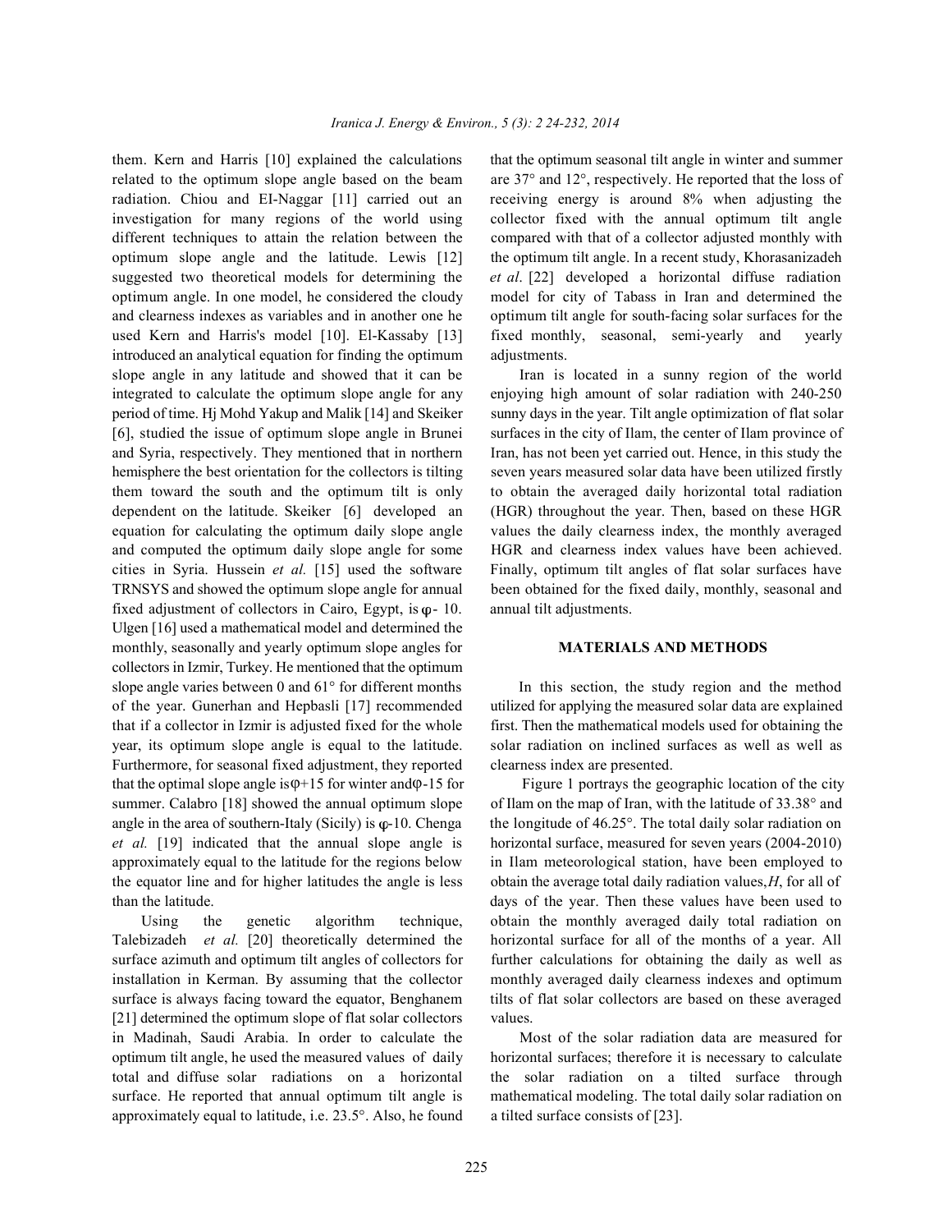them. Kern and Harris [10] explained the calculations related to the optimum slope angle based on the beam radiation. Chiou and EI-Naggar [11] carried out an investigation for many regions of the world using different techniques to attain the relation between the optimum slope angle and the latitude. Lewis [12] suggested two theoretical models for determining the optimum angle. In one model, he considered the cloudy and clearness indexes as variables and in another one he used Kern and Harris's model [10]. El-Kassaby [13] introduced an analytical equation for finding the optimum slope angle in any latitude and showed that it can be integrated to calculate the optimum slope angle for any period of time. Hj Mohd Yakup and Malik [14] and Skeiker [6], studied the issue of optimum slope angle in Brunei and Syria, respectively. They mentioned that in northern hemisphere the best orientation for the collectors is tilting them toward the south and the optimum tilt is only dependent on the latitude. Skeiker [6] developed an equation for calculating the optimum daily slope angle and computed the optimum daily slope angle for some cities in Syria. Hussein *et al.* [15] used the software TRNSYS and showed the optimum slope angle for annual fixed adjustment of collectors in Cairo, Egypt, is $\varphi$ - 10. Ulgen [16] used a mathematical model and determined the monthly, seasonally and yearly optimum slope angles for collectors in Izmir, Turkey. He mentioned that the optimum slope angle varies between 0 and 61° for different months of the year. Gunerhan and Hepbasli [17] recommended that if a collector in Izmir is adjusted fixed for the whole year, its optimum slope angle is equal to the latitude. Furthermore, for seasonal fixed adjustment, they reported that the optimal slope angle is $\varphi$+15 for winter and $\varphi$-15 for summer. Calabro [18] showed the annual optimum slope angle in the area of southern-Italy (Sicily) is $\varphi$-10. Chenga *et al.* [19] indicated that the annual slope angle is approximately equal to the latitude for the regions below the equator line and for higher latitudes the angle is less than the latitude.

Using the genetic algorithm technique, Talebizadeh *et al.* [20] theoretically determined the surface azimuth and optimum tilt angles of collectors for installation in Kerman. By assuming that the collector surface is always facing toward the equator, Benghanem [21] determined the optimum slope of flat solar collectors in Madinah, Saudi Arabia. In order to calculate the optimum tilt angle, he used the measured values of daily total and diffuse solar radiations on a horizontal surface. He reported that annual optimum tilt angle is approximately equal to latitude, i.e. 23.5°. Also, he found that the optimum seasonal tilt angle in winter and summer are 37° and 12°, respectively. He reported that the loss of receiving energy is around 8% when adjusting the collector fixed with the annual optimum tilt angle compared with that of a collector adjusted monthly with the optimum tilt angle. In a recent study, Khorasanizadeh *et al*. [22] developed a horizontal diffuse radiation model for city of Tabass in Iran and determined the optimum tilt angle for south-facing solar surfaces for the fixed monthly, seasonal, semi-yearly and yearly adjustments.

Iran is located in a sunny region of the world enjoying high amount of solar radiation with 240-250 sunny days in the year. Tilt angle optimization of flat solar surfaces in the city of Ilam, the center of Ilam province of Iran, has not been yet carried out. Hence, in this study the seven years measured solar data have been utilized firstly to obtain the averaged daily horizontal total radiation (HGR) throughout the year. Then, based on these HGR values the daily clearness index, the monthly averaged HGR and clearness index values have been achieved. Finally, optimum tilt angles of flat solar surfaces have been obtained for the fixed daily, monthly, seasonal and annual tilt adjustments.

## MATERIALS AND METHODS

In this section, the study region and the method utilized for applying the measured solar data are explained first. Then the mathematical models used for obtaining the solar radiation on inclined surfaces as well as well as clearness index are presented.

Figure 1 portrays the geographic location of the city of Ilam on the map of Iran, with the latitude of 33.38° and the longitude of 46.25°. The total daily solar radiation on horizontal surface, measured for seven years (2004-2010) in Ilam meteorological station, have been employed to obtain the average total daily radiation values, $H$, for all of days of the year. Then these values have been used to obtain the monthly averaged daily total radiation on horizontal surface for all of the months of a year. All further calculations for obtaining the daily as well as monthly averaged daily clearness indexes and optimum tilts of flat solar collectors are based on these averaged values.

Most of the solar radiation data are measured for horizontal surfaces; therefore it is necessary to calculate the solar radiation on a tilted surface through mathematical modeling. The total daily solar radiation on a tilted surface consists of [23].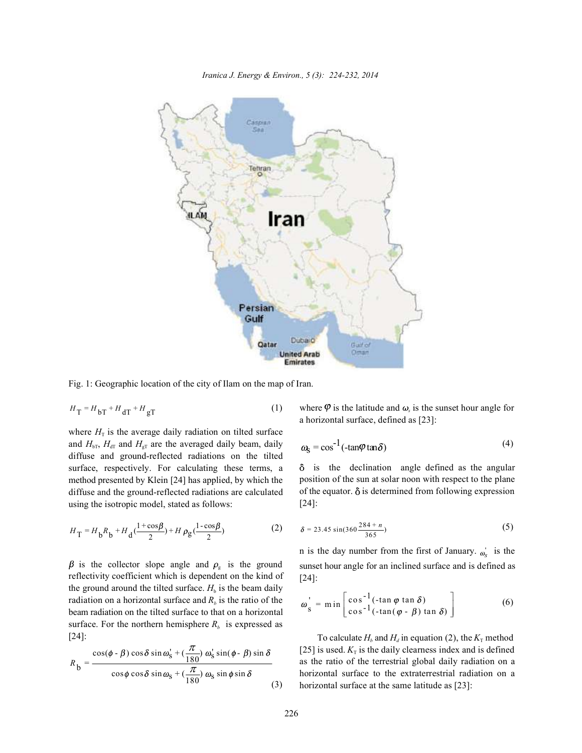Fig. 1: Geographic location of the city of Ilam on the map of Iran.

$$H_T = H_{bT} + H_{dT} + H_{gT} \quad (1)$$

where $H_T$ is the average daily radiation on tilted surface and $H_{bT}$, $H_{dT}$ and $H_{gT}$ are the averaged daily beam, daily diffuse and ground-reflected radiations on the tilted surface, respectively. For calculating these terms, a method presented by Klein [24] has applied, by which the diffuse and the ground-reflected radiations are calculated using the isotropic model, stated as follows:

$$H_T = H_b R_b + H_d\left(\frac{1+\cos\beta}{2}\right) + H\rho_g\left(\frac{1-\cos\beta}{2}\right) \quad (2)$$

$\beta$ is the collector slope angle and $\rho_g$ is the ground reflectivity coefficient which is dependent on the kind of the ground around the tilted surface. $H_b$ is the beam daily radiation on a horizontal surface and $R_b$ is the ratio of the beam radiation on the tilted surface to that on a horizontal surface. For the northern hemisphere $R_b$ is expressed as [24]:

$$R_b = \frac{\cos(\phi - \beta)\cos\delta\sin\omega_s' + \left(\frac{\pi}{180}\right)\omega_s'\sin(\phi - \beta)\sin\delta}{\cos\phi\cos\delta\sin\omega_s + \left(\frac{\pi}{180}\right)\omega_s\sin\phi\sin\delta} \quad (3)$$

where $\varphi$ is the latitude and $\omega_s$ is the sunset hour angle for a horizontal surface, defined as [23]:

$$\omega_s = \cos^{-1}(-\tan\varphi\tan\delta) \quad (4)$$

$\delta$ is the declination angle defined as the angular position of the sun at solar noon with respect to the plane of the equator. $\delta$ is determined from following expression [24]:

$$\delta = 23.45\sin\left(360\frac{284+n}{365}\right) \quad (5)$$

n is the day number from the first of January. $\omega_s'$ is the sunset hour angle for an inclined surface and is defined as [24]:

$$\omega_s' = \min\begin{bmatrix} \cos^{-1}(-\tan\varphi\tan\delta) \\ \cos^{-1}(-\tan(\varphi - \beta)\tan\delta) \end{bmatrix} \quad (6)$$

To calculate $H_b$ and $H_d$ in equation (2), the $K_T$ method [25] is used. $K_T$ is the daily clearness index and is defined as the ratio of the terrestrial global daily radiation on a horizontal surface to the extraterrestrial radiation on a horizontal surface at the same latitude as [23]: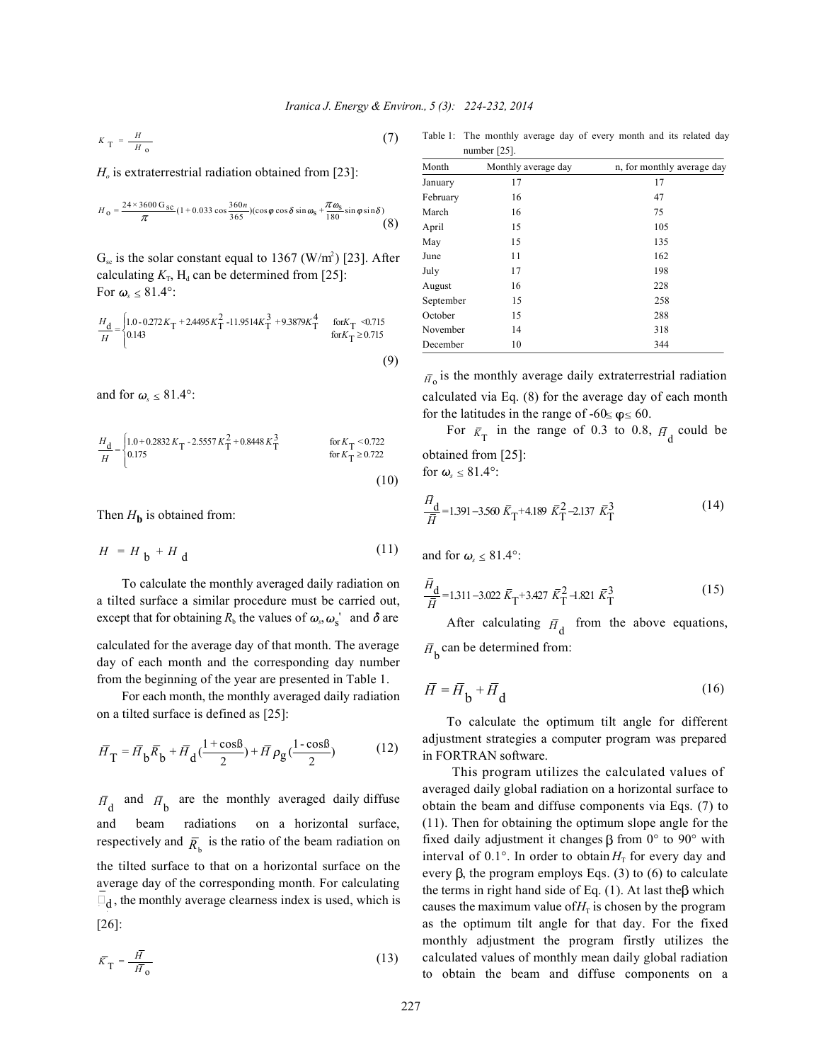$$K_T = \frac{H}{H_o} \tag{7}$$

$H_o$ is extraterrestrial radiation obtained from [23]:

$$H_o = \frac{24 \times 3600\, G_{sc}}{\pi}(1 + 0.033\cos\frac{360n}{365})(\cos\varphi\cos\delta\sin\omega_s + \frac{\pi\omega_s}{180}\sin\varphi\sin\delta) \tag{8}$$

$G_{sc}$ is the solar constant equal to 1367 (W/m[2]) [23]. After calculating $K_T$, $H_d$ can be determined from [25]:

For $\omega_s \leq 81.4°$:

$$\frac{H_d}{H} = \begin{cases} 1.0 - 0.272K_T + 2.4495K_T^2 - 11.9514K_T^3 + 9.3879K_T^4 & \text{for } K_T < 0.715 \\ 0.143 & \text{for } K_T \geq 0.715 \end{cases} \tag{9}$$

and for $\omega_s \leq 81.4°$:

$$\frac{H_d}{H} = \begin{cases} 1.0 + 0.2832K_T - 2.5557K_T^2 + 0.8448K_T^3 & \text{for } K_T < 0.722 \\ 0.175 & \text{for } K_T \geq 0.722 \end{cases} \tag{10}$$

Then $H_b$ is obtained from:

$$H = H_b + H_d \tag{11}$$

To calculate the monthly averaged daily radiation on a tilted surface a similar procedure must be carried out, except that for obtaining $R_b$ the values of $\omega_s, \omega_s'$ and $\delta$ are calculated for the average day of that month. The average day of each month and the corresponding day number from the beginning of the year are presented in Table 1.

For each month, the monthly averaged daily radiation on a tilted surface is defined as [25]:

$$\bar{H}_T = \bar{H}_b\bar{R}_b + \bar{H}_d(\frac{1+\cos\beta}{2}) + \bar{H}\rho_g(\frac{1-\cos\beta}{2}) \tag{12}$$

$\bar{H}_d$ and $\bar{H}_b$ are the monthly averaged daily diffuse and beam radiations on a horizontal surface, respectively and $\bar{R}_b$ is the ratio of the beam radiation on the tilted surface to that on a horizontal surface on the average day of the corresponding month. For calculating $\bar{H}_d$, the monthly average clearness index is used, which is [26]:

$$\bar{K}_T = \frac{\bar{H}}{\bar{H}_o} \tag{13}$$

Table 1: The monthly average day of every month and its related day number [25].

| Month | Monthly average day | n, for monthly average day |
|---|---|---|
| January | 17 | 17 |
| February | 16 | 47 |
| March | 16 | 75 |
| April | 15 | 105 |
| May | 15 | 135 |
| June | 11 | 162 |
| July | 17 | 198 |
| August | 16 | 228 |
| September | 15 | 258 |
| October | 15 | 288 |
| November | 14 | 318 |
| December | 10 | 344 |

$\bar{H}_o$ is the monthly average daily extraterrestrial radiation calculated via Eq. (8) for the average day of each month for the latitudes in the range of $-60 \leq \varphi \leq 60$.

For $\bar{K}_T$ in the range of 0.3 to 0.8, $\bar{H}_d$ could be obtained from [25]:

for $\omega_s \leq 81.4°$:

$$\frac{\bar{H}_d}{\bar{H}} = 1.391 - 3.560\,\bar{K}_T + 4.189\,\bar{K}_T^2 - 2.137\,\bar{K}_T^3 \tag{14}$$

and for $\omega_s \leq 81.4°$:

$$\frac{\bar{H}_d}{\bar{H}} = 1.311 - 3.022\,\bar{K}_T + 3.427\,\bar{K}_T^2 - 1.821\,\bar{K}_T^3 \tag{15}$$

After calculating $\bar{H}_d$ from the above equations, $\bar{H}_b$ can be determined from:

$$\bar{H} = \bar{H}_b + \bar{H}_d \tag{16}$$

To calculate the optimum tilt angle for different adjustment strategies a computer program was prepared in FORTRAN software.

This program utilizes the calculated values of averaged daily global radiation on a horizontal surface to obtain the beam and diffuse components via Eqs. (7) to (11). Then for obtaining the optimum slope angle for the fixed daily adjustment it changes $\beta$ from 0° to 90° with interval of 0.1°. In order to obtain $H_T$ for every day and every $\beta$, the program employs Eqs. (3) to (6) to calculate the terms in right hand side of Eq. (1). At last the $\beta$ which causes the maximum value of $H_T$ is chosen by the program as the optimum tilt angle for that day. For the fixed monthly adjustment the program firstly utilizes the calculated values of monthly mean daily global radiation to obtain the beam and diffuse components on a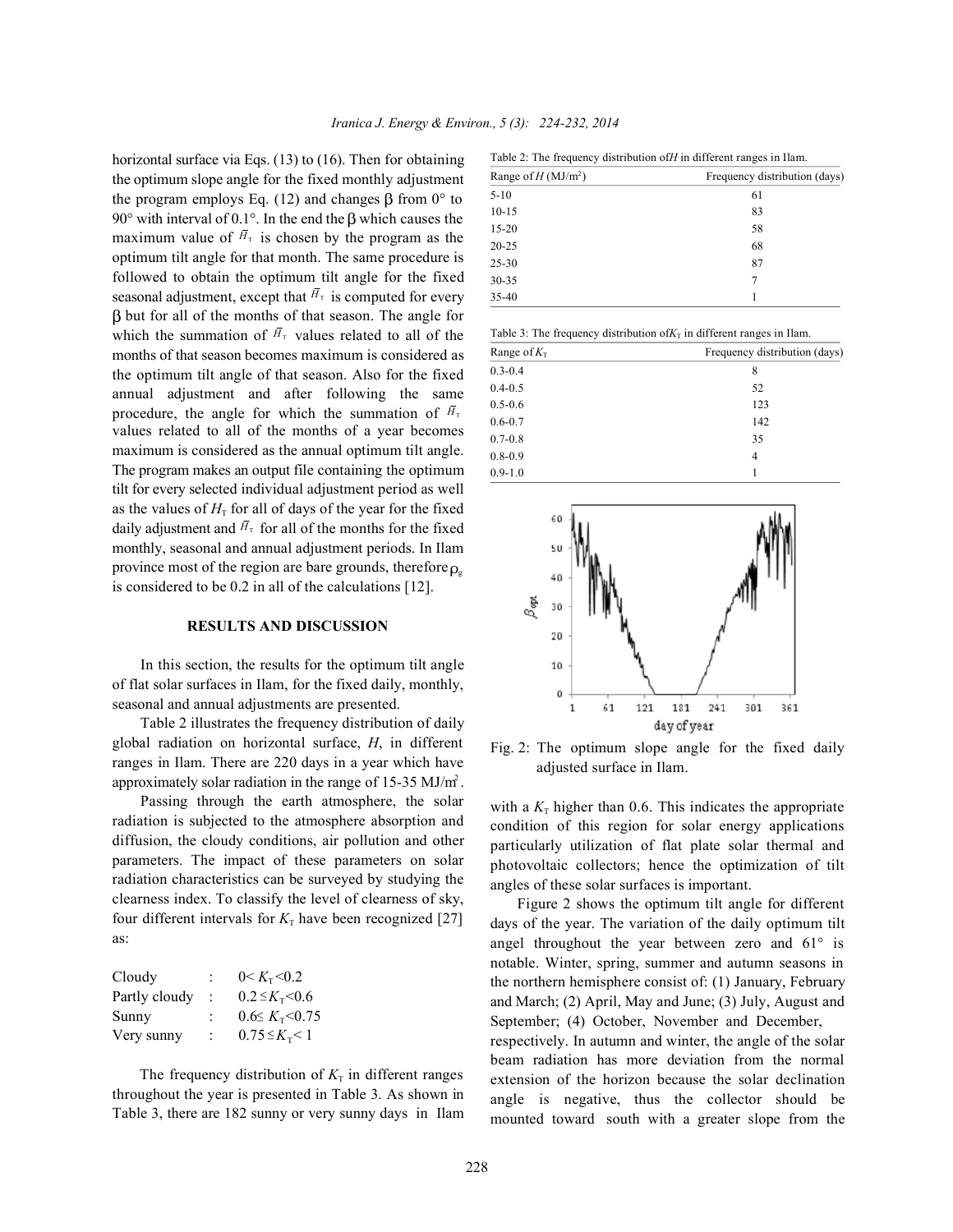horizontal surface via Eqs. (13) to (16). Then for obtaining the optimum slope angle for the fixed monthly adjustment the program employs Eq. (12) and changes $\beta$ from 0° to 90° with interval of 0.1°. In the end the $\beta$ which causes the maximum value of $\bar{H}_T$ is chosen by the program as the optimum tilt angle for that month. The same procedure is followed to obtain the optimum tilt angle for the fixed seasonal adjustment, except that $\bar{H}_T$ is computed for every $\beta$ but for all of the months of that season. The angle for which the summation of $\bar{H}_T$ values related to all of the months of that season becomes maximum is considered as the optimum tilt angle of that season. Also for the fixed annual adjustment and after following the same procedure, the angle for which the summation of $\bar{H}_T$ values related to all of the months of a year becomes maximum is considered as the annual optimum tilt angle. The program makes an output file containing the optimum tilt for every selected individual adjustment period as well as the values of $H_T$ for all of days of the year for the fixed daily adjustment and $\bar{H}_T$ for all of the months for the fixed monthly, seasonal and annual adjustment periods. In Ilam province most of the region are bare grounds, therefore $\rho_g$ is considered to be 0.2 in all of the calculations [12].

## RESULTS AND DISCUSSION

In this section, the results for the optimum tilt angle of flat solar surfaces in Ilam, for the fixed daily, monthly, seasonal and annual adjustments are presented.

Table 2 illustrates the frequency distribution of daily global radiation on horizontal surface, $H$, in different ranges in Ilam. There are 220 days in a year which have approximately solar radiation in the range of 15-35 MJ/m$^2$.

Passing through the earth atmosphere, the solar radiation is subjected to the atmosphere absorption and diffusion, the cloudy conditions, air pollution and other parameters. The impact of these parameters on solar radiation characteristics can be surveyed by studying the clearness index. To classify the level of clearness of sky, four different intervals for $K_T$ have been recognized [27] as:

| | | |
|---|---|---|
| Cloudy | : | $0 < K_T < 0.2$ |
| Partly cloudy | : | $0.2 \leq K_T < 0.6$ |
| Sunny | : | $0.6 \leq K_T < 0.75$ |
| Very sunny | : | $0.75 \leq K_T < 1$ |

The frequency distribution of $K_T$ in different ranges throughout the year is presented in Table 3. As shown in Table 3, there are 182 sunny or very sunny days in Ilam with a $K_T$ higher than 0.6. This indicates the appropriate condition of this region for solar energy applications particularly utilization of flat plate solar thermal and photovoltaic collectors; hence the optimization of tilt angles of these solar surfaces is important.

Figure 2 shows the optimum tilt angle for different days of the year. The variation of the daily optimum tilt angel throughout the year between zero and 61° is notable. Winter, spring, summer and autumn seasons in the northern hemisphere consist of: (1) January, February and March; (2) April, May and June; (3) July, August and September; (4) October, November and December, respectively. In autumn and winter, the angle of the solar beam radiation has more deviation from the normal extension of the horizon because the solar declination angle is negative, thus the collector should be mounted toward south with a greater slope from the

Table 2: The frequency distribution of $H$ in different ranges in Ilam.

| Range of $H$ (MJ/m$^2$) | Frequency distribution (days) |
|---|---|
| 5-10 | 61 |
| 10-15 | 83 |
| 15-20 | 58 |
| 20-25 | 68 |
| 25-30 | 87 |
| 30-35 | 7 |
| 35-40 | 1 |

Table 3: The frequency distribution of $K_T$ in different ranges in Ilam.

| Range of $K_T$ | Frequency distribution (days) |
|---|---|
| 0.3-0.4 | 8 |
| 0.4-0.5 | 52 |
| 0.5-0.6 | 123 |
| 0.6-0.7 | 142 |
| 0.7-0.8 | 35 |
| 0.8-0.9 | 4 |
| 0.9-1.0 | 1 |

$\beta_{opt}$
60
50
40
30
20
10
0
1 61 121 181 241 301 361
day of year

Fig. 2: The optimum slope angle for the fixed daily adjusted surface in Ilam.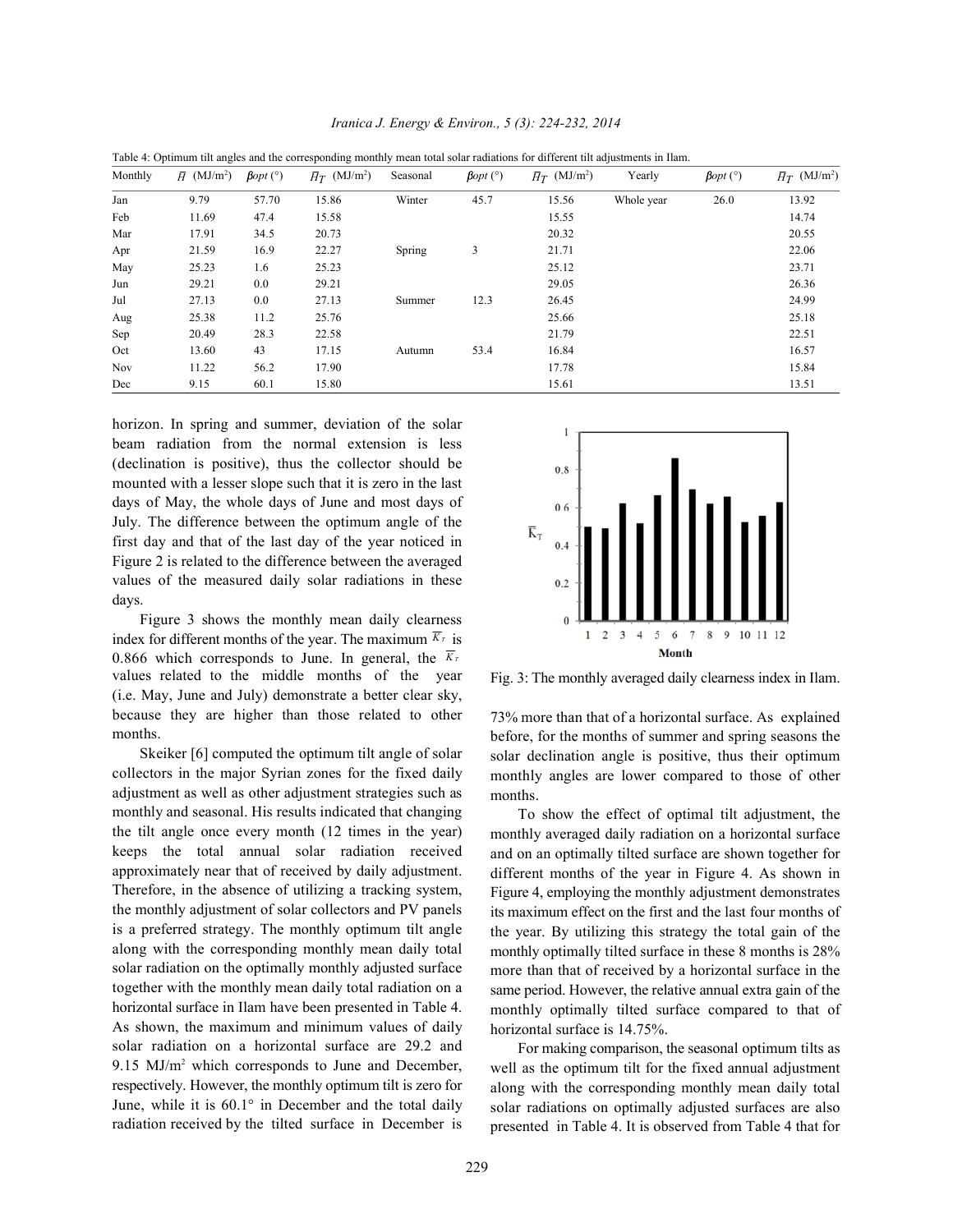Table 4: Optimum tilt angles and the corresponding monthly mean total solar radiations for different tilt adjustments in Ilam.

| Monthly | $\bar{H}$ (MJ/m$^2$) | $\beta opt$ (°) | $\bar{H}_T$ (MJ/m$^2$) | Seasonal | $\beta opt$ (°) | $\bar{H}_T$ (MJ/m$^2$) | Yearly | $\beta opt$ (°) | $\bar{H}_T$ (MJ/m$^2$) |
|---|---|---|---|---|---|---|---|---|---|
| Jan | 9.79 | 57.70 | 15.86 | Winter | 45.7 | 15.56 | Whole year | 26.0 | 13.92 |
| Feb | 11.69 | 47.4 | 15.58 | | | 15.55 | | | 14.74 |
| Mar | 17.91 | 34.5 | 20.73 | | | 20.32 | | | 20.55 |
| Apr | 21.59 | 16.9 | 22.27 | Spring | 3 | 21.71 | | | 22.06 |
| May | 25.23 | 1.6 | 25.23 | | | 25.12 | | | 23.71 |
| Jun | 29.21 | 0.0 | 29.21 | | | 29.05 | | | 26.36 |
| Jul | 27.13 | 0.0 | 27.13 | Summer | 12.3 | 26.45 | | | 24.99 |
| Aug | 25.38 | 11.2 | 25.76 | | | 25.66 | | | 25.18 |
| Sep | 20.49 | 28.3 | 22.58 | | | 21.79 | | | 22.51 |
| Oct | 13.60 | 43 | 17.15 | Autumn | 53.4 | 16.84 | | | 16.57 |
| Nov | 11.22 | 56.2 | 17.90 | | | 17.78 | | | 15.84 |
| Dec | 9.15 | 60.1 | 15.80 | | | 15.61 | | | 13.51 |

horizon. In spring and summer, deviation of the solar beam radiation from the normal extension is less (declination is positive), thus the collector should be mounted with a lesser slope such that it is zero in the last days of May, the whole days of June and most days of July. The difference between the optimum angle of the first day and that of the last day of the year noticed in Figure 2 is related to the difference between the averaged values of the measured daily solar radiations in these days.

Figure 3 shows the monthly mean daily clearness index for different months of the year. The maximum $\bar{K}_T$ is 0.866 which corresponds to June. In general, the $\bar{K}_T$ values related to the middle months of the year (i.e. May, June and July) demonstrate a better clear sky, because they are higher than those related to other months.

Skeiker [6] computed the optimum tilt angle of solar collectors in the major Syrian zones for the fixed daily adjustment as well as other adjustment strategies such as monthly and seasonal. His results indicated that changing the tilt angle once every month (12 times in the year) keeps the total annual solar radiation received approximately near that of received by daily adjustment. Therefore, in the absence of utilizing a tracking system, the monthly adjustment of solar collectors and PV panels is a preferred strategy. The monthly optimum tilt angle along with the corresponding monthly mean daily total solar radiation on the optimally monthly adjusted surface together with the monthly mean daily total radiation on a horizontal surface in Ilam have been presented in Table 4. As shown, the maximum and minimum values of daily solar radiation on a horizontal surface are 29.2 and 9.15 MJ/m$^2$ which corresponds to June and December, respectively. However, the monthly optimum tilt is zero for June, while it is 60.1° in December and the total daily radiation received by the tilted surface in December is 73% more than that of a horizontal surface. As explained before, for the months of summer and spring seasons the solar declination angle is positive, thus their optimum monthly angles are lower compared to those of other months.

1
0.8
0.6
$\bar{K}_T$
0.4
0.2
0
1 2 3 4 5 6 7 8 9 10 11 12
Month

Fig. 3: The monthly averaged daily clearness index in Ilam.

To show the effect of optimal tilt adjustment, the monthly averaged daily radiation on a horizontal surface and on an optimally tilted surface are shown together for different months of the year in Figure 4. As shown in Figure 4, employing the monthly adjustment demonstrates its maximum effect on the first and the last four months of the year. By utilizing this strategy the total gain of the monthly optimally tilted surface in these 8 months is 28% more than that of received by a horizontal surface in the same period. However, the relative annual extra gain of the monthly optimally tilted surface compared to that of horizontal surface is 14.75%.

For making comparison, the seasonal optimum tilts as well as the optimum tilt for the fixed annual adjustment along with the corresponding monthly mean daily total solar radiations on optimally adjusted surfaces are also presented in Table 4. It is observed from Table 4 that for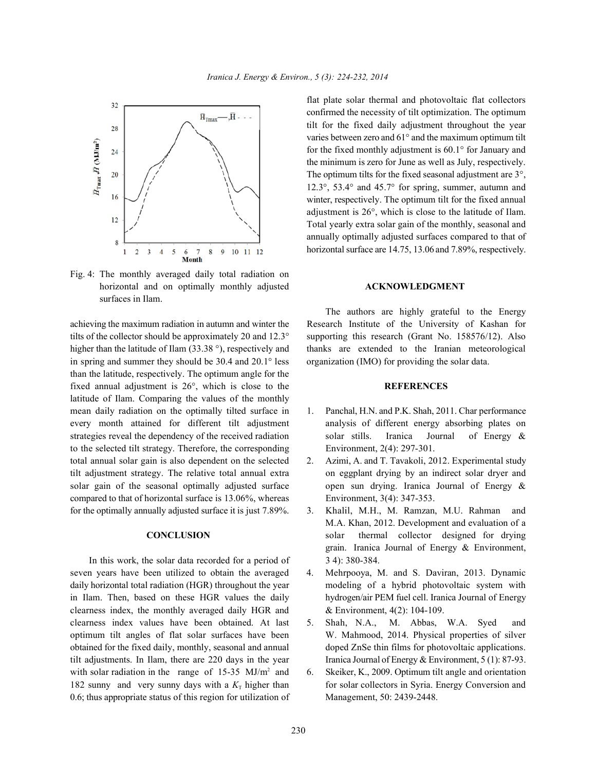32
28
24
20
16
12
8

$\bar{H}_{Tmax}$ —, $\bar{H}$ - - -

$\bar{H}_{Tmax}$, $\bar{H}$ (MJ/m²)

1 2 3 4 5 6 7 8 9 10 11 12

Month

Fig. 4: The monthly averaged daily total radiation on horizontal and on optimally monthly adjusted surfaces in Ilam.

achieving the maximum radiation in autumn and winter the tilts of the collector should be approximately 20 and 12.3° higher than the latitude of Ilam (33.38 °), respectively and in spring and summer they should be 30.4 and 20.1° less than the latitude, respectively. The optimum angle for the fixed annual adjustment is 26°, which is close to the latitude of Ilam. Comparing the values of the monthly mean daily radiation on the optimally tilted surface in every month attained for different tilt adjustment strategies reveal the dependency of the received radiation to the selected tilt strategy. Therefore, the corresponding total annual solar gain is also dependent on the selected tilt adjustment strategy. The relative total annual extra solar gain of the seasonal optimally adjusted surface compared to that of horizontal surface is 13.06%, whereas for the optimally annually adjusted surface it is just 7.89%.

## CONCLUSION

In this work, the solar data recorded for a period of seven years have been utilized to obtain the averaged daily horizontal total radiation (HGR) throughout the year in Ilam. Then, based on these HGR values the daily clearness index, the monthly averaged daily HGR and clearness index values have been obtained. At last optimum tilt angles of flat solar surfaces have been obtained for the fixed daily, monthly, seasonal and annual tilt adjustments. In Ilam, there are 220 days in the year with solar radiation in the range of 15-35 MJ/m$^2$ and 182 sunny and very sunny days with a $K_T$ higher than 0.6; thus appropriate status of this region for utilization of flat plate solar thermal and photovoltaic flat collectors confirmed the necessity of tilt optimization. The optimum tilt for the fixed daily adjustment throughout the year varies between zero and 61° and the maximum optimum tilt for the fixed monthly adjustment is 60.1° for January and the minimum is zero for June as well as July, respectively. The optimum tilts for the fixed seasonal adjustment are 3°, 12.3°, 53.4° and 45.7° for spring, summer, autumn and winter, respectively. The optimum tilt for the fixed annual adjustment is 26°, which is close to the latitude of Ilam. Total yearly extra solar gain of the monthly, seasonal and annually optimally adjusted surfaces compared to that of horizontal surface are 14.75, 13.06 and 7.89%, respectively.

## ACKNOWLEDGMENT

The authors are highly grateful to the Energy Research Institute of the University of Kashan for supporting this research (Grant No. 158576/12). Also thanks are extended to the Iranian meteorological organization (IMO) for providing the solar data.

## REFERENCES

1. Panchal, H.N. and P.K. Shah, 2011. Char performance analysis of different energy absorbing plates on solar stills. Iranica Journal of Energy & Environment, 2(4): 297-301.
2. Azimi, A. and T. Tavakoli, 2012. Experimental study on eggplant drying by an indirect solar dryer and open sun drying. Iranica Journal of Energy & Environment, 3(4): 347-353.
3. Khalil, M.H., M. Ramzan, M.U. Rahman and M.A. Khan, 2012. Development and evaluation of a solar thermal collector designed for drying grain. Iranica Journal of Energy & Environment, 3 4): 380-384.
4. Mehrpooya, M. and S. Daviran, 2013. Dynamic modeling of a hybrid photovoltaic system with hydrogen/air PEM fuel cell. Iranica Journal of Energy & Environment, 4(2): 104-109.
5. Shah, N.A., M. Abbas, W.A. Syed and W. Mahmood, 2014. Physical properties of silver doped ZnSe thin films for photovoltaic applications. Iranica Journal of Energy & Environment, 5 (1): 87-93.
6. Skeiker, K., 2009. Optimum tilt angle and orientation for solar collectors in Syria. Energy Conversion and Management, 50: 2439-2448.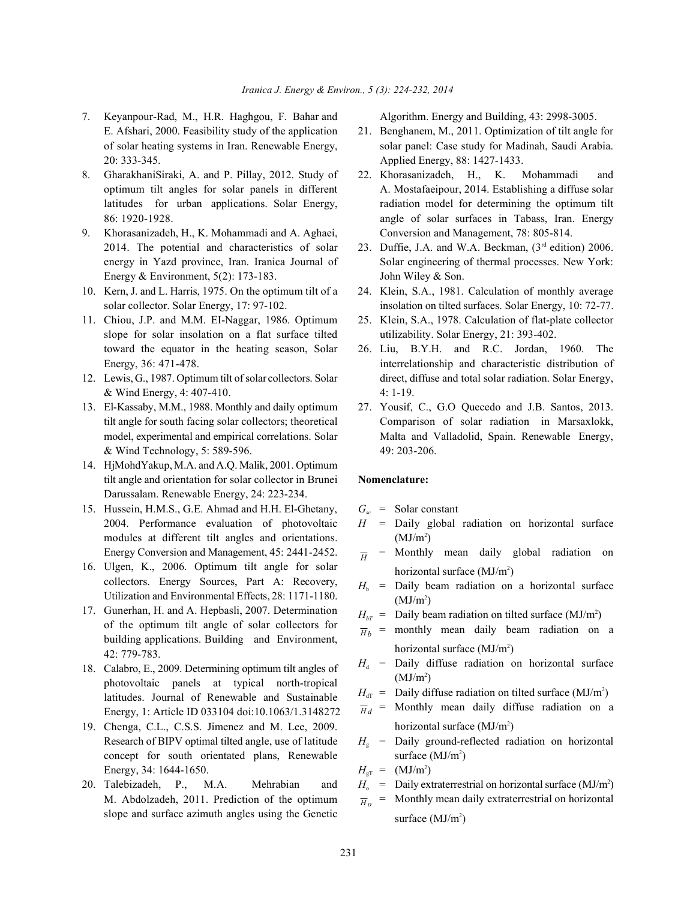7. Keyanpour-Rad, M., H.R. Haghgou, F. Bahar and E. Afshari, 2000. Feasibility study of the application of solar heating systems in Iran. Renewable Energy, 20: 333-345.
8. GharakhaniSiraki, A. and P. Pillay, 2012. Study of optimum tilt angles for solar panels in different latitudes for urban applications. Solar Energy, 86: 1920-1928.
9. Khorasanizadeh, H., K. Mohammadi and A. Aghaei, 2014. The potential and characteristics of solar energy in Yazd province, Iran. Iranica Journal of Energy & Environment, 5(2): 173-183.
10. Kern, J. and L. Harris, 1975. On the optimum tilt of a solar collector. Solar Energy, 17: 97-102.
11. Chiou, J.P. and M.M. EI-Naggar, 1986. Optimum slope for solar insolation on a flat surface tilted toward the equator in the heating season, Solar Energy, 36: 471-478.
12. Lewis, G., 1987. Optimum tilt of solar collectors. Solar & Wind Energy, 4: 407-410.
13. El-Kassaby, M.M., 1988. Monthly and daily optimum tilt angle for south facing solar collectors; theoretical model, experimental and empirical correlations. Solar & Wind Technology, 5: 589-596.
14. HjMohdYakup, M.A. and A.Q. Malik, 2001. Optimum tilt angle and orientation for solar collector in Brunei Darussalam. Renewable Energy, 24: 223-234.
15. Hussein, H.M.S., G.E. Ahmad and H.H. El-Ghetany, 2004. Performance evaluation of photovoltaic modules at different tilt angles and orientations. Energy Conversion and Management, 45: 2441-2452.
16. Ulgen, K., 2006. Optimum tilt angle for solar collectors. Energy Sources, Part A: Recovery, Utilization and Environmental Effects, 28: 1171-1180.
17. Gunerhan, H. and A. Hepbasli, 2007. Determination of the optimum tilt angle of solar collectors for building applications. Building and Environment, 42: 779-783.
18. Calabro, E., 2009. Determining optimum tilt angles of photovoltaic panels at typical north-tropical latitudes. Journal of Renewable and Sustainable Energy, 1: Article ID 033104 doi:10.1063/1.3148272
19. Chenga, C.L., C.S.S. Jimenez and M. Lee, 2009. Research of BIPV optimal tilted angle, use of latitude concept for south orientated plans, Renewable Energy, 34: 1644-1650.
20. Talebizadeh, P., M.A. Mehrabian and M. Abdolzadeh, 2011. Prediction of the optimum slope and surface azimuth angles using the Genetic Algorithm. Energy and Building, 43: 2998-3005.
21. Benghanem, M., 2011. Optimization of tilt angle for solar panel: Case study for Madinah, Saudi Arabia. Applied Energy, 88: 1427-1433.
22. Khorasanizadeh, H., K. Mohammadi and A. Mostafaeipour, 2014. Establishing a diffuse solar radiation model for determining the optimum tilt angle of solar surfaces in Tabass, Iran. Energy Conversion and Management, 78: 805-814.
23. Duffie, J.A. and W.A. Beckman, (3rd edition) 2006. Solar engineering of thermal processes. New York: John Wiley & Son.
24. Klein, S.A., 1981. Calculation of monthly average insolation on tilted surfaces. Solar Energy, 10: 72-77.
25. Klein, S.A., 1978. Calculation of flat-plate collector utilizability. Solar Energy, 21: 393-402.
26. Liu, B.Y.H. and R.C. Jordan, 1960. The interrelationship and characteristic distribution of direct, diffuse and total solar radiation. Solar Energy, 4: 1-19.
27. Yousif, C., G.O Quecedo and J.B. Santos, 2013. Comparison of solar radiation in Marsaxlokk, Malta and Valladolid, Spain. Renewable Energy, 49: 203-206.

**Nomenclature:**

- $G_{sc}$ = Solar constant
- $H$ = Daily global radiation on horizontal surface (MJ/m$^2$)
- $\overline{H}$ = Monthly mean daily global radiation on horizontal surface (MJ/m$^2$)
- $H_b$ = Daily beam radiation on a horizontal surface (MJ/m$^2$)
- $H_{bT}$ = Daily beam radiation on tilted surface (MJ/m$^2$)
- $\overline{H}_b$ = monthly mean daily beam radiation on a horizontal surface (MJ/m$^2$)
- $H_d$ = Daily diffuse radiation on horizontal surface (MJ/m$^2$)
- $H_{dT}$ = Daily diffuse radiation on tilted surface (MJ/m$^2$)
- $\overline{H}_d$ = Monthly mean daily diffuse radiation on a horizontal surface (MJ/m$^2$)
- $H_g$ = Daily ground-reflected radiation on horizontal surface (MJ/m$^2$)
- $H_{gT}$ = (MJ/m$^2$)
- $H_o$ = Daily extraterrestrial on horizontal surface (MJ/m$^2$)
- $\overline{H}_o$ = Monthly mean daily extraterrestrial on horizontal surface (MJ/m$^2$)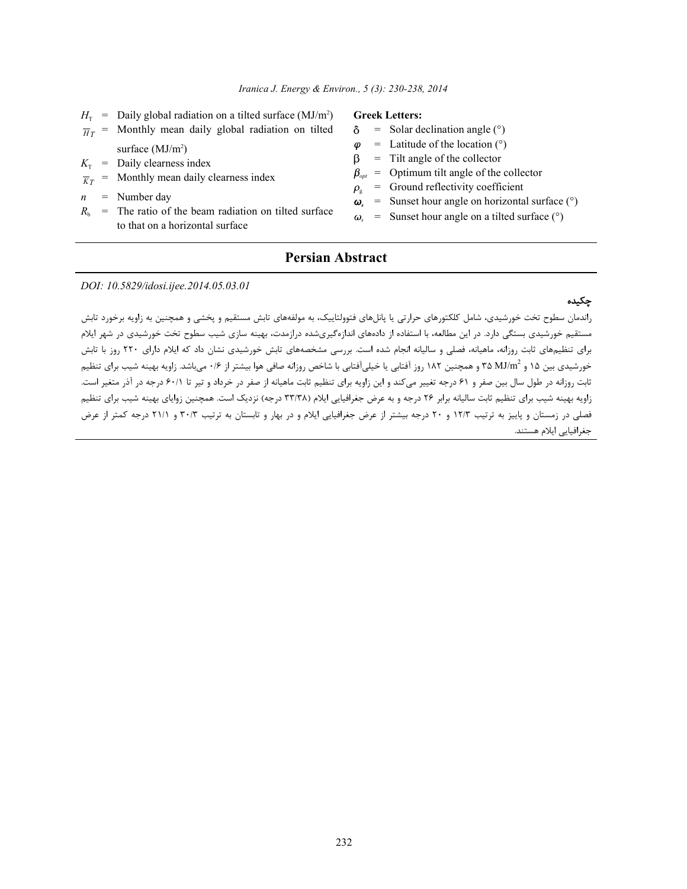$H_T$ = Daily global radiation on a tilted surface ($MJ/m^2$)

$\overline{H}_T$ = Monthly mean daily global radiation on tilted surface ($MJ/m^2$)

$K_T$ = Daily clearness index

$\overline{K}_T$ = Monthly mean daily clearness index

$n$ = Number day

$R_b$ = The ratio of the beam radiation on tilted surface to that on a horizontal surface

**Greek Letters:**

$\delta$ = Solar declination angle (°)

$\varphi$ = Latitude of the location (°)

$\beta$ = Tilt angle of the collector

$\beta_{opt}$ = Optimum tilt angle of the collector

$\rho_g$ = Ground reflectivity coefficient

$\omega_s$ = Sunset hour angle on horizontal surface (°)

$\omega_s$ = Sunset hour angle on a tilted surface (°)

## Persian Abstract

*DOI: 10.5829/idosi.ijee.2014.05.03.01*

**چکیده**

راندمان سطوح تخت خورشیدی، شامل کلکتورهای حرارتی یا پانل‌های فتوولتاییک، به مولفه‌های تابش مستقیم و پخشی و همچنین به زاویه برخورد تابش مستقیم خورشیدی بستگی دارد. در این مطالعه، با استفاده از داده‌های اندازه‌گیری‌شده درازمدت، بهینه سازی شیب سطوح تخت خورشیدی در شهر ایلام برای تنظیم‌های ثابت روزانه، ماهیانه، فصلی و سالیانه انجام شده است. بررسی مشخصه‌های تابش خورشیدی نشان داد که ایلام دارای ۲۲۰ روز با تابش خورشیدی بین ۱۵ و ۳۵ $MJ/m^2$ و همچنین ۱۸۲ روز آفتابی یا خیلی‌آفتابی با شاخص روزانه صافی هوا بیشتر از ۰/۶ می‌باشد. زاویه بهینه شیب برای تنظیم ثابت روزانه در طول سال بین صفر و ۶۱ درجه تغییر می‌کند و این زاویه برای تنظیم ثابت ماهیانه از صفر در خرداد و تیر تا ۶۰/۱ درجه در آذر متغیر است. زاویه بهینه شیب برای تنظیم ثابت سالیانه برابر ۲۶ درجه و به عرض جغرافیایی ایلام (۳۳/۳۸ درجه) نزدیک است. همچنین زوایای بهینه شیب برای تنظیم فصلی در زمستان و پاییز به ترتیب ۱۲/۳ و ۲۰ درجه بیشتر از عرض جغرافیایی ایلام و در بهار و تابستان به ترتیب ۳۰/۳ و ۲۱/۱ درجه کمتر از عرض جغرافیایی ایلام هستند.